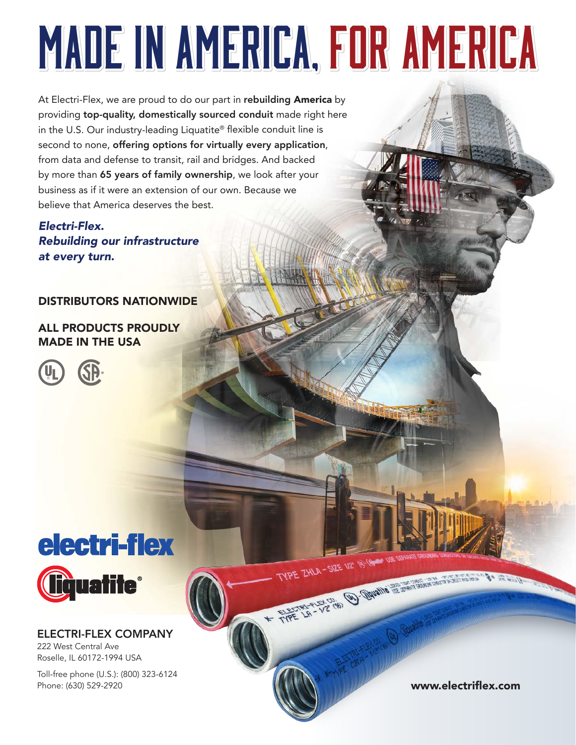# MADE IN AMERICA, FOR AMERICA

At Electri-Flex, we are proud to do our part in **rebuilding America** by providing **top-quality, domestically sourced conduit** made right here in the U.S. Our industry-leading Liquatite® flexible conduit line is second to none, **offering options for virtually every application**, from data and defense to transit, rail and bridges. And backed by more than **65 years of family ownership**, we look after your business as if it were an extension of our own. Because we believe that America deserves the best.

***Electri-Flex.***
***Rebuilding our infrastructure at every turn.***

**DISTRIBUTORS NATIONWIDE**

**ALL PRODUCTS PROUDLY MADE IN THE USA**

electri-flex

liquatite®

**ELECTRI-FLEX COMPANY**
222 West Central Ave
Roselle, IL 60172-1994 USA

Toll-free phone (U.S.): (800) 323-6124
Phone: (630) 529-2920

**www.electriflex.com**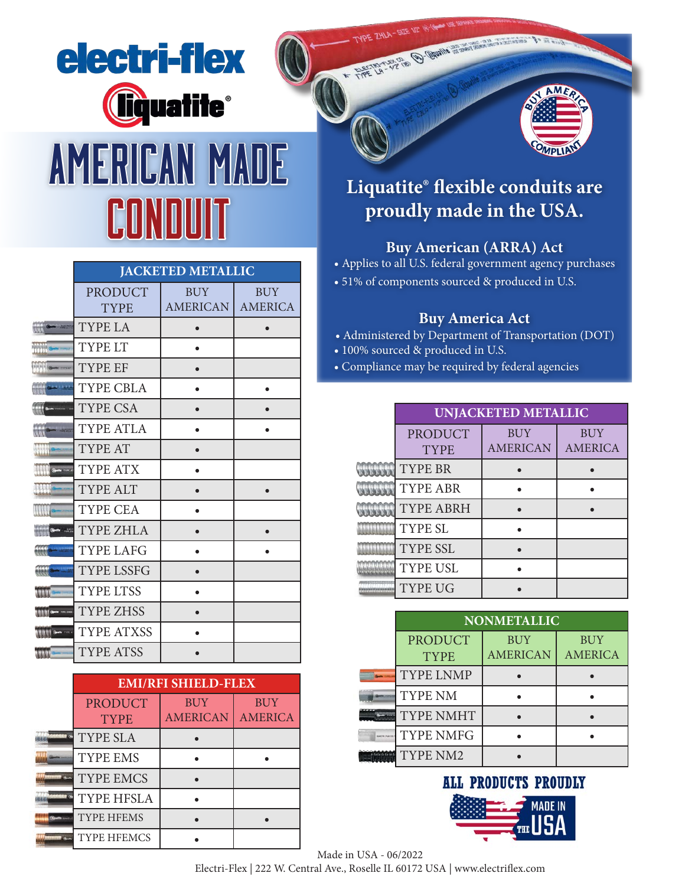# electri-flex

# liquatite®

# AMERICAN MADE CONDUIT

## Liquatite® flexible conduits are proudly made in the USA.

### Buy American (ARRA) Act

- Applies to all U.S. federal government agency purchases
- 51% of components sourced & produced in U.S.

### Buy America Act

- Administered by Department of Transportation (DOT)
- 100% sourced & produced in U.S.
- Compliance may be required by federal agencies

| JACKETED METALLIC | | |
|---|---|---|
| PRODUCT TYPE | BUY AMERICAN | BUY AMERICA |
| TYPE LA | • | • |
| TYPE LT | • | |
| TYPE EF | • | |
| TYPE CBLA | • | • |
| TYPE CSA | • | • |
| TYPE ATLA | • | • |
| TYPE AT | • | |
| TYPE ATX | • | |
| TYPE ALT | • | • |
| TYPE CEA | • | |
| TYPE ZHLA | • | • |
| TYPE LAFG | • | • |
| TYPE LSSFG | • | |
| TYPE LTSS | • | |
| TYPE ZHSS | • | |
| TYPE ATXSS | • | |
| TYPE ATSS | • | |

| EMI/RFI SHIELD-FLEX | | |
|---|---|---|
| PRODUCT TYPE | BUY AMERICAN | BUY AMERICA |
| TYPE SLA | • | |
| TYPE EMS | • | • |
| TYPE EMCS | • | |
| TYPE HFSLA | • | |
| TYPE HFEMS | • | • |
| TYPE HFEMCS | • | |

| UNJACKETED METALLIC | | |
|---|---|---|
| PRODUCT TYPE | BUY AMERICAN | BUY AMERICA |
| TYPE BR | • | • |
| TYPE ABR | • | • |
| TYPE ABRH | • | • |
| TYPE SL | • | |
| TYPE SSL | • | |
| TYPE USL | • | |
| TYPE UG | • | |

| NONMETALLIC | | |
|---|---|---|
| PRODUCT TYPE | BUY AMERICAN | BUY AMERICA |
| TYPE LNMP | • | • |
| TYPE NM | • | • |
| TYPE NMHT | • | • |
| TYPE NMFG | • | • |
| TYPE NM2 | • | |

**ALL PRODUCTS PROUDLY MADE IN THE USA**

Made in USA - 06/2022

Electri-Flex | 222 W. Central Ave., Roselle IL 60172 USA | www.electriflex.com